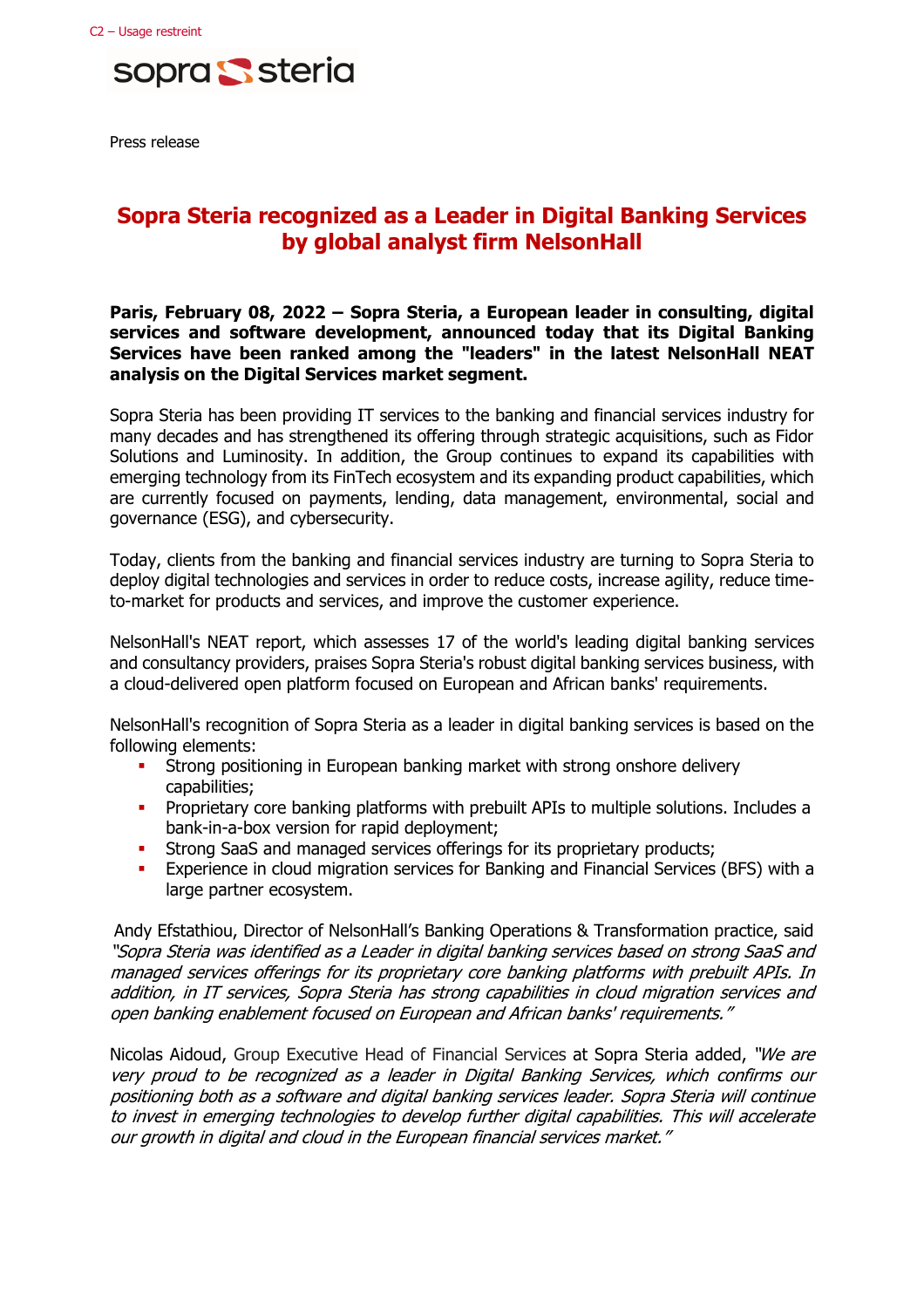C2 – Usage restreint

Press release

# Sopra Steria recognized as a Leader in Digital Banking Services by global analyst firm NelsonHall

**Paris, February 08, 2022 – Sopra Steria, a European leader in consulting, digital services and software development, announced today that its Digital Banking Services have been ranked among the "leaders" in the latest NelsonHall NEAT analysis on the Digital Services market segment.**

Sopra Steria has been providing IT services to the banking and financial services industry for many decades and has strengthened its offering through strategic acquisitions, such as Fidor Solutions and Luminosity. In addition, the Group continues to expand its capabilities with emerging technology from its FinTech ecosystem and its expanding product capabilities, which are currently focused on payments, lending, data management, environmental, social and governance (ESG), and cybersecurity.

Today, clients from the banking and financial services industry are turning to Sopra Steria to deploy digital technologies and services in order to reduce costs, increase agility, reduce time-to-market for products and services, and improve the customer experience.

NelsonHall's NEAT report, which assesses 17 of the world's leading digital banking services and consultancy providers, praises Sopra Steria's robust digital banking services business, with a cloud-delivered open platform focused on European and African banks' requirements.

NelsonHall's recognition of Sopra Steria as a leader in digital banking services is based on the following elements:

- Strong positioning in European banking market with strong onshore delivery capabilities;
- Proprietary core banking platforms with prebuilt APIs to multiple solutions. Includes a bank-in-a-box version for rapid deployment;
- Strong SaaS and managed services offerings for its proprietary products;
- Experience in cloud migration services for Banking and Financial Services (BFS) with a large partner ecosystem.

Andy Efstathiou, Director of NelsonHall's Banking Operations & Transformation practice, said *"Sopra Steria was identified as a Leader in digital banking services based on strong SaaS and managed services offerings for its proprietary core banking platforms with prebuilt APIs. In addition, in IT services, Sopra Steria has strong capabilities in cloud migration services and open banking enablement focused on European and African banks' requirements."*

Nicolas Aidoud, Group Executive Head of Financial Services at Sopra Steria added, *"We are very proud to be recognized as a leader in Digital Banking Services, which confirms our positioning both as a software and digital banking services leader. Sopra Steria will continue to invest in emerging technologies to develop further digital capabilities. This will accelerate our growth in digital and cloud in the European financial services market."*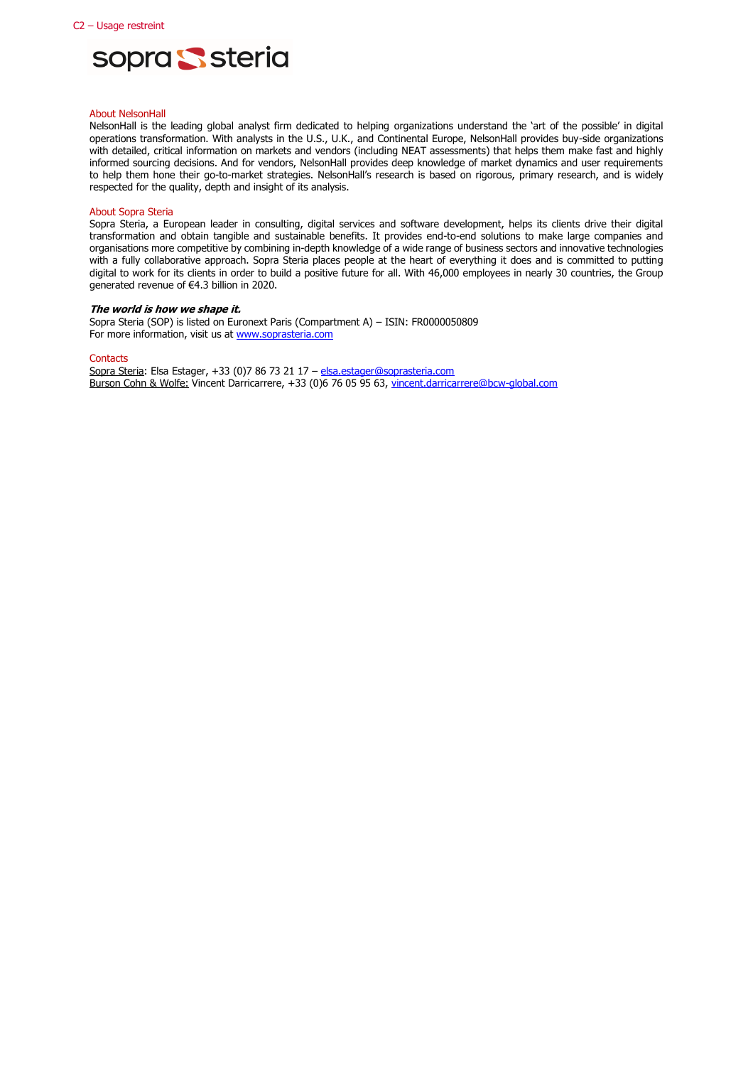C2 – Usage restreint

sopra steria

### About NelsonHall

NelsonHall is the leading global analyst firm dedicated to helping organizations understand the 'art of the possible' in digital operations transformation. With analysts in the U.S., U.K., and Continental Europe, NelsonHall provides buy-side organizations with detailed, critical information on markets and vendors (including NEAT assessments) that helps them make fast and highly informed sourcing decisions. And for vendors, NelsonHall provides deep knowledge of market dynamics and user requirements to help them hone their go-to-market strategies. NelsonHall's research is based on rigorous, primary research, and is widely respected for the quality, depth and insight of its analysis.

### About Sopra Steria

Sopra Steria, a European leader in consulting, digital services and software development, helps its clients drive their digital transformation and obtain tangible and sustainable benefits. It provides end-to-end solutions to make large companies and organisations more competitive by combining in-depth knowledge of a wide range of business sectors and innovative technologies with a fully collaborative approach. Sopra Steria places people at the heart of everything it does and is committed to putting digital to work for its clients in order to build a positive future for all. With 46,000 employees in nearly 30 countries, the Group generated revenue of €4.3 billion in 2020.

***The world is how we shape it.***

Sopra Steria (SOP) is listed on Euronext Paris (Compartment A) – ISIN: FR0000050809
For more information, visit us at www.soprasteria.com

### Contacts

Sopra Steria: Elsa Estager, +33 (0)7 86 73 21 17 – elsa.estager@soprasteria.com
Burson Cohn & Wolfe: Vincent Darricarrere, +33 (0)6 76 05 95 63, vincent.darricarrere@bcw-global.com